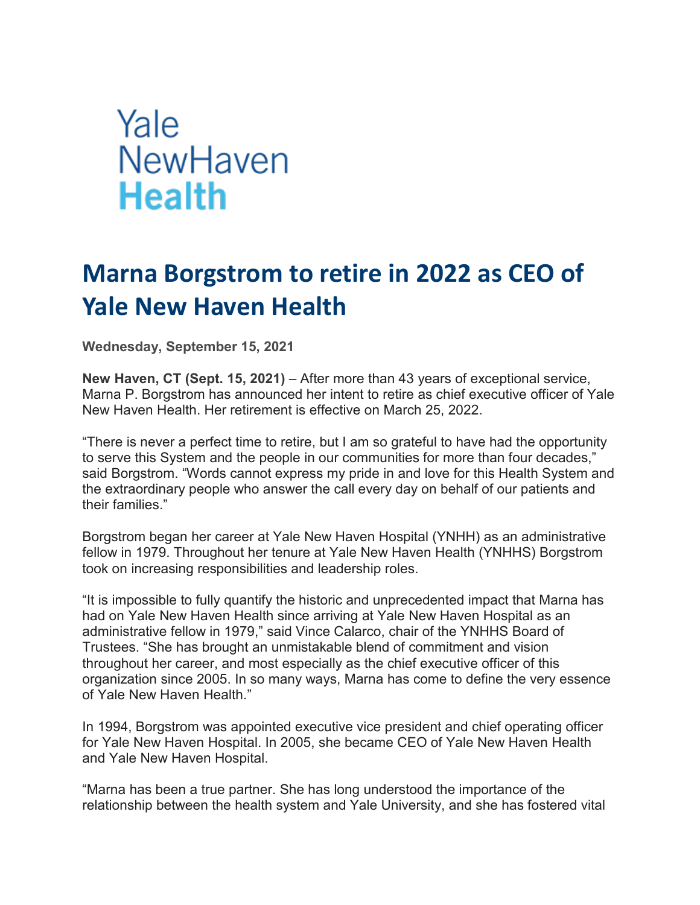Yale
NewHaven
**Health**

# Marna Borgstrom to retire in 2022 as CEO of Yale New Haven Health

**Wednesday, September 15, 2021**

**New Haven, CT (Sept. 15, 2021)** – After more than 43 years of exceptional service, Marna P. Borgstrom has announced her intent to retire as chief executive officer of Yale New Haven Health. Her retirement is effective on March 25, 2022.

"There is never a perfect time to retire, but I am so grateful to have had the opportunity to serve this System and the people in our communities for more than four decades," said Borgstrom. "Words cannot express my pride in and love for this Health System and the extraordinary people who answer the call every day on behalf of our patients and their families."

Borgstrom began her career at Yale New Haven Hospital (YNHH) as an administrative fellow in 1979. Throughout her tenure at Yale New Haven Health (YNHHS) Borgstrom took on increasing responsibilities and leadership roles.

"It is impossible to fully quantify the historic and unprecedented impact that Marna has had on Yale New Haven Health since arriving at Yale New Haven Hospital as an administrative fellow in 1979," said Vince Calarco, chair of the YNHHS Board of Trustees. "She has brought an unmistakable blend of commitment and vision throughout her career, and most especially as the chief executive officer of this organization since 2005. In so many ways, Marna has come to define the very essence of Yale New Haven Health."

In 1994, Borgstrom was appointed executive vice president and chief operating officer for Yale New Haven Hospital. In 2005, she became CEO of Yale New Haven Health and Yale New Haven Hospital.

"Marna has been a true partner. She has long understood the importance of the relationship between the health system and Yale University, and she has fostered vital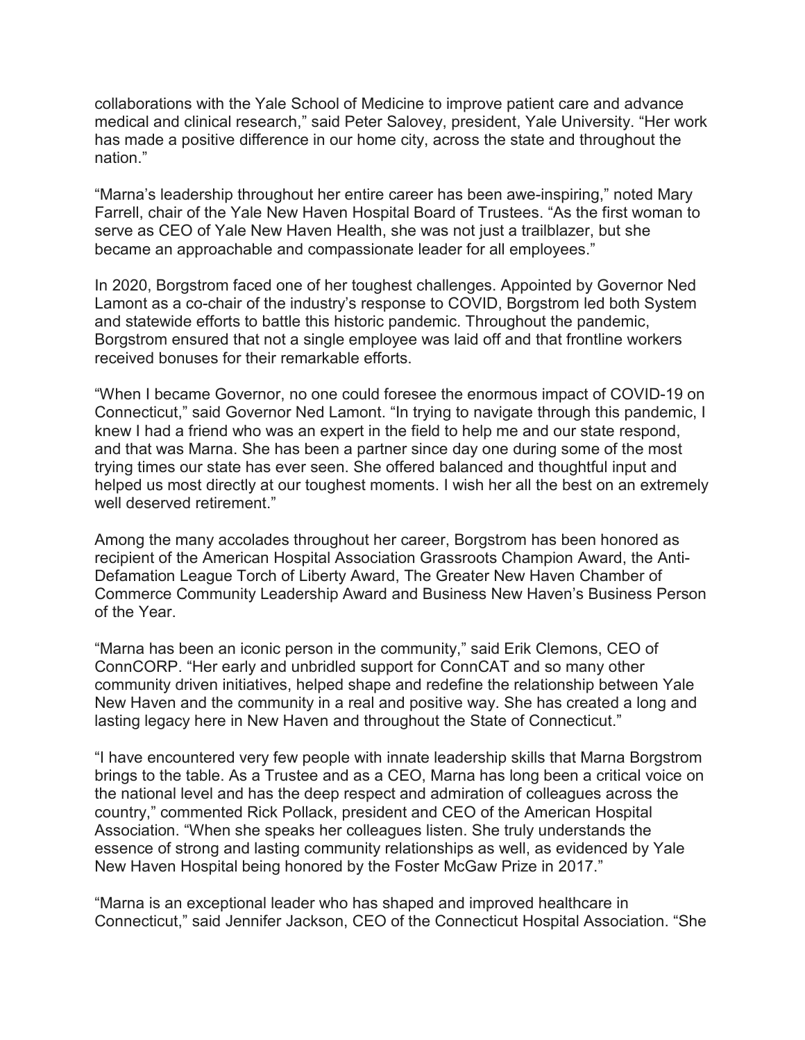collaborations with the Yale School of Medicine to improve patient care and advance medical and clinical research," said Peter Salovey, president, Yale University. "Her work has made a positive difference in our home city, across the state and throughout the nation."

"Marna's leadership throughout her entire career has been awe-inspiring," noted Mary Farrell, chair of the Yale New Haven Hospital Board of Trustees. "As the first woman to serve as CEO of Yale New Haven Health, she was not just a trailblazer, but she became an approachable and compassionate leader for all employees."

In 2020, Borgstrom faced one of her toughest challenges. Appointed by Governor Ned Lamont as a co-chair of the industry's response to COVID, Borgstrom led both System and statewide efforts to battle this historic pandemic. Throughout the pandemic, Borgstrom ensured that not a single employee was laid off and that frontline workers received bonuses for their remarkable efforts.

"When I became Governor, no one could foresee the enormous impact of COVID-19 on Connecticut," said Governor Ned Lamont. "In trying to navigate through this pandemic, I knew I had a friend who was an expert in the field to help me and our state respond, and that was Marna. She has been a partner since day one during some of the most trying times our state has ever seen. She offered balanced and thoughtful input and helped us most directly at our toughest moments. I wish her all the best on an extremely well deserved retirement."

Among the many accolades throughout her career, Borgstrom has been honored as recipient of the American Hospital Association Grassroots Champion Award, the Anti-Defamation League Torch of Liberty Award, The Greater New Haven Chamber of Commerce Community Leadership Award and Business New Haven's Business Person of the Year.

"Marna has been an iconic person in the community," said Erik Clemons, CEO of ConnCORP. "Her early and unbridled support for ConnCAT and so many other community driven initiatives, helped shape and redefine the relationship between Yale New Haven and the community in a real and positive way. She has created a long and lasting legacy here in New Haven and throughout the State of Connecticut."

"I have encountered very few people with innate leadership skills that Marna Borgstrom brings to the table. As a Trustee and as a CEO, Marna has long been a critical voice on the national level and has the deep respect and admiration of colleagues across the country," commented Rick Pollack, president and CEO of the American Hospital Association. "When she speaks her colleagues listen. She truly understands the essence of strong and lasting community relationships as well, as evidenced by Yale New Haven Hospital being honored by the Foster McGaw Prize in 2017."

"Marna is an exceptional leader who has shaped and improved healthcare in Connecticut," said Jennifer Jackson, CEO of the Connecticut Hospital Association. "She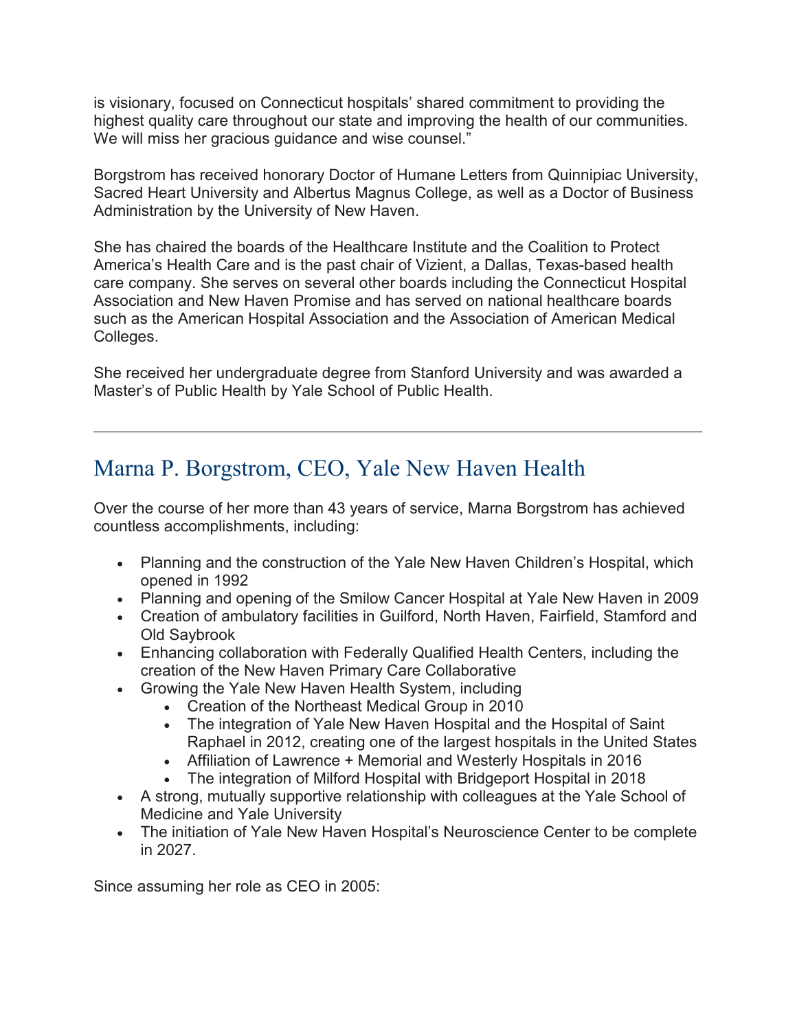is visionary, focused on Connecticut hospitals' shared commitment to providing the highest quality care throughout our state and improving the health of our communities. We will miss her gracious guidance and wise counsel."

Borgstrom has received honorary Doctor of Humane Letters from Quinnipiac University, Sacred Heart University and Albertus Magnus College, as well as a Doctor of Business Administration by the University of New Haven.

She has chaired the boards of the Healthcare Institute and the Coalition to Protect America's Health Care and is the past chair of Vizient, a Dallas, Texas-based health care company. She serves on several other boards including the Connecticut Hospital Association and New Haven Promise and has served on national healthcare boards such as the American Hospital Association and the Association of American Medical Colleges.

She received her undergraduate degree from Stanford University and was awarded a Master's of Public Health by Yale School of Public Health.

---

## Marna P. Borgstrom, CEO, Yale New Haven Health

Over the course of her more than 43 years of service, Marna Borgstrom has achieved countless accomplishments, including:

- Planning and the construction of the Yale New Haven Children's Hospital, which opened in 1992
- Planning and opening of the Smilow Cancer Hospital at Yale New Haven in 2009
- Creation of ambulatory facilities in Guilford, North Haven, Fairfield, Stamford and Old Saybrook
- Enhancing collaboration with Federally Qualified Health Centers, including the creation of the New Haven Primary Care Collaborative
- Growing the Yale New Haven Health System, including
  - Creation of the Northeast Medical Group in 2010
  - The integration of Yale New Haven Hospital and the Hospital of Saint Raphael in 2012, creating one of the largest hospitals in the United States
  - Affiliation of Lawrence + Memorial and Westerly Hospitals in 2016
  - The integration of Milford Hospital with Bridgeport Hospital in 2018
- A strong, mutually supportive relationship with colleagues at the Yale School of Medicine and Yale University
- The initiation of Yale New Haven Hospital's Neuroscience Center to be complete in 2027.

Since assuming her role as CEO in 2005: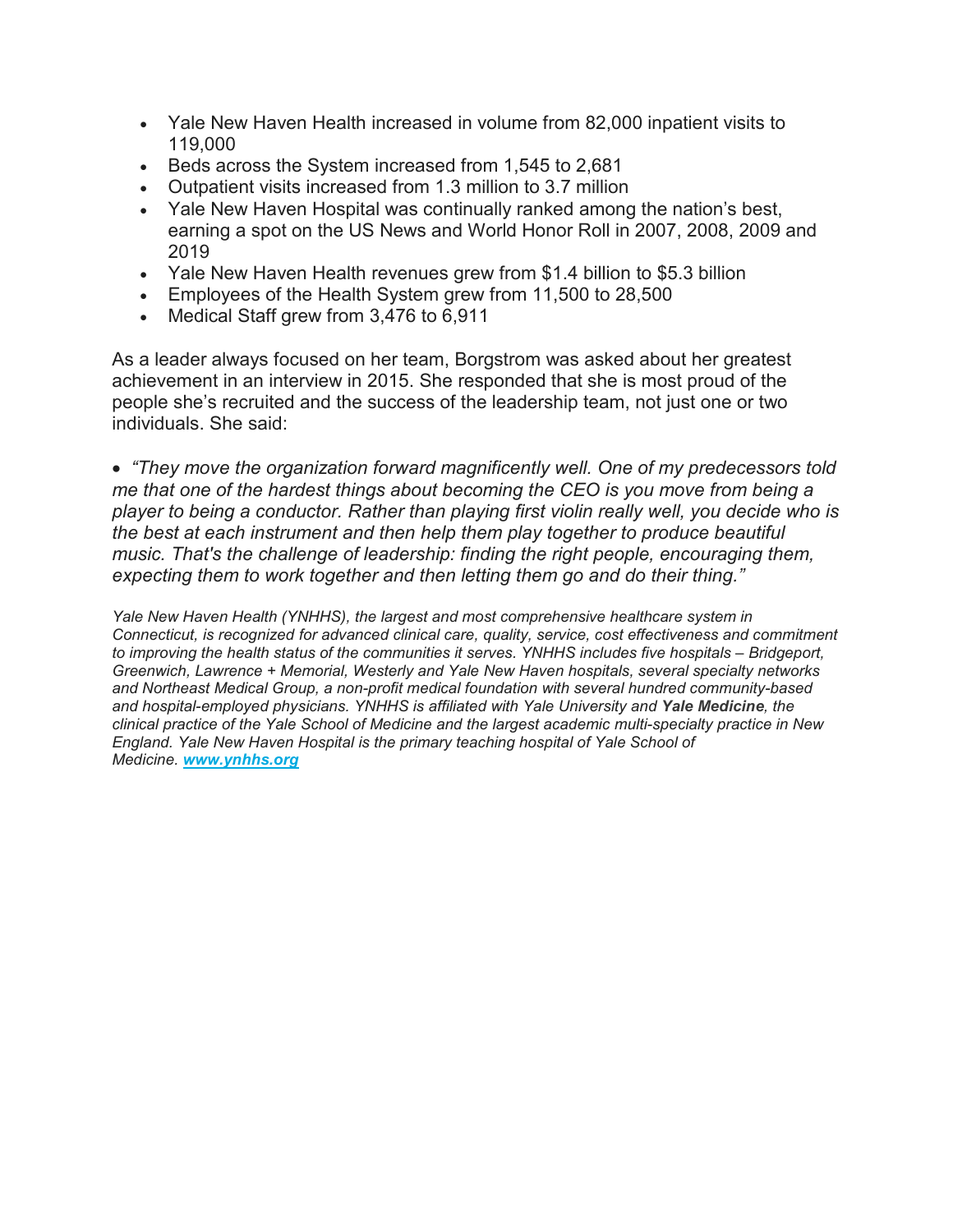- Yale New Haven Health increased in volume from 82,000 inpatient visits to 119,000
- Beds across the System increased from 1,545 to 2,681
- Outpatient visits increased from 1.3 million to 3.7 million
- Yale New Haven Hospital was continually ranked among the nation's best, earning a spot on the US News and World Honor Roll in 2007, 2008, 2009 and 2019
- Yale New Haven Health revenues grew from $1.4 billion to $5.3 billion
- Employees of the Health System grew from 11,500 to 28,500
- Medical Staff grew from 3,476 to 6,911

As a leader always focused on her team, Borgstrom was asked about her greatest achievement in an interview in 2015. She responded that she is most proud of the people she's recruited and the success of the leadership team, not just one or two individuals. She said:

- *"They move the organization forward magnificently well. One of my predecessors told me that one of the hardest things about becoming the CEO is you move from being a player to being a conductor. Rather than playing first violin really well, you decide who is the best at each instrument and then help them play together to produce beautiful music. That's the challenge of leadership: finding the right people, encouraging them, expecting them to work together and then letting them go and do their thing."*

*Yale New Haven Health (YNHHS), the largest and most comprehensive healthcare system in Connecticut, is recognized for advanced clinical care, quality, service, cost effectiveness and commitment to improving the health status of the communities it serves. YNHHS includes five hospitals – Bridgeport, Greenwich, Lawrence + Memorial, Westerly and Yale New Haven hospitals, several specialty networks and Northeast Medical Group, a non-profit medical foundation with several hundred community-based and hospital-employed physicians. YNHHS is affiliated with Yale University and **Yale Medicine**, the clinical practice of the Yale School of Medicine and the largest academic multi-specialty practice in New England. Yale New Haven Hospital is the primary teaching hospital of Yale School of Medicine.* ***www.ynhhs.org***